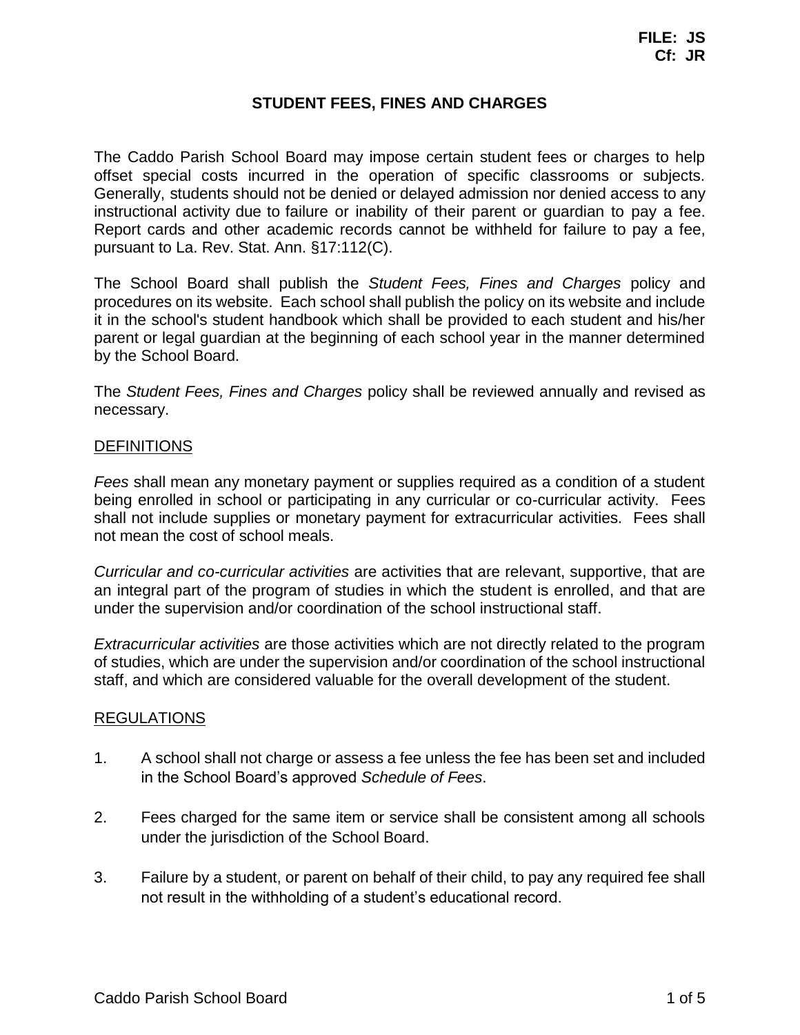FILE: JS
Cf: JR

# STUDENT FEES, FINES AND CHARGES

The Caddo Parish School Board may impose certain student fees or charges to help offset special costs incurred in the operation of specific classrooms or subjects. Generally, students should not be denied or delayed admission nor denied access to any instructional activity due to failure or inability of their parent or guardian to pay a fee. Report cards and other academic records cannot be withheld for failure to pay a fee, pursuant to La. Rev. Stat. Ann. §17:112(C).

The School Board shall publish the *Student Fees, Fines and Charges* policy and procedures on its website. Each school shall publish the policy on its website and include it in the school's student handbook which shall be provided to each student and his/her parent or legal guardian at the beginning of each school year in the manner determined by the School Board.

The *Student Fees, Fines and Charges* policy shall be reviewed annually and revised as necessary.

## DEFINITIONS

*Fees* shall mean any monetary payment or supplies required as a condition of a student being enrolled in school or participating in any curricular or co-curricular activity. Fees shall not include supplies or monetary payment for extracurricular activities. Fees shall not mean the cost of school meals.

*Curricular and co-curricular activities* are activities that are relevant, supportive, that are an integral part of the program of studies in which the student is enrolled, and that are under the supervision and/or coordination of the school instructional staff.

*Extracurricular activities* are those activities which are not directly related to the program of studies, which are under the supervision and/or coordination of the school instructional staff, and which are considered valuable for the overall development of the student.

## REGULATIONS

1. A school shall not charge or assess a fee unless the fee has been set and included in the School Board's approved *Schedule of Fees*.

2. Fees charged for the same item or service shall be consistent among all schools under the jurisdiction of the School Board.

3. Failure by a student, or parent on behalf of their child, to pay any required fee shall not result in the withholding of a student's educational record.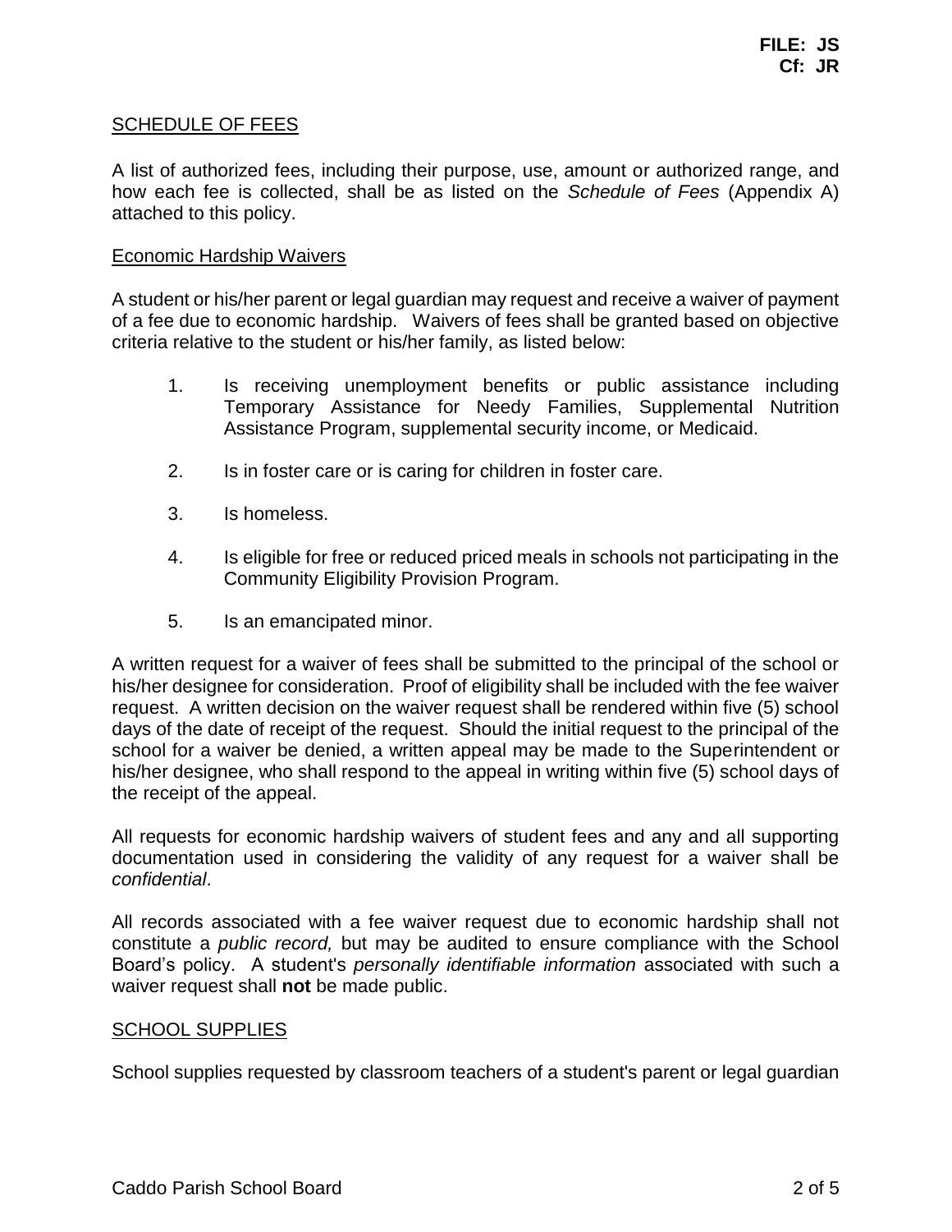FILE: JS
Cf: JR

## SCHEDULE OF FEES

A list of authorized fees, including their purpose, use, amount or authorized range, and how each fee is collected, shall be as listed on the *Schedule of Fees* (Appendix A) attached to this policy.

### Economic Hardship Waivers

A student or his/her parent or legal guardian may request and receive a waiver of payment of a fee due to economic hardship. Waivers of fees shall be granted based on objective criteria relative to the student or his/her family, as listed below:

1. Is receiving unemployment benefits or public assistance including Temporary Assistance for Needy Families, Supplemental Nutrition Assistance Program, supplemental security income, or Medicaid.
2. Is in foster care or is caring for children in foster care.
3. Is homeless.
4. Is eligible for free or reduced priced meals in schools not participating in the Community Eligibility Provision Program.
5. Is an emancipated minor.

A written request for a waiver of fees shall be submitted to the principal of the school or his/her designee for consideration. Proof of eligibility shall be included with the fee waiver request. A written decision on the waiver request shall be rendered within five (5) school days of the date of receipt of the request. Should the initial request to the principal of the school for a waiver be denied, a written appeal may be made to the Superintendent or his/her designee, who shall respond to the appeal in writing within five (5) school days of the receipt of the appeal.

All requests for economic hardship waivers of student fees and any and all supporting documentation used in considering the validity of any request for a waiver shall be *confidential*.

All records associated with a fee waiver request due to economic hardship shall not constitute a *public record,* but may be audited to ensure compliance with the School Board's policy. A student's *personally identifiable information* associated with such a waiver request shall **not** be made public.

## SCHOOL SUPPLIES

School supplies requested by classroom teachers of a student's parent or legal guardian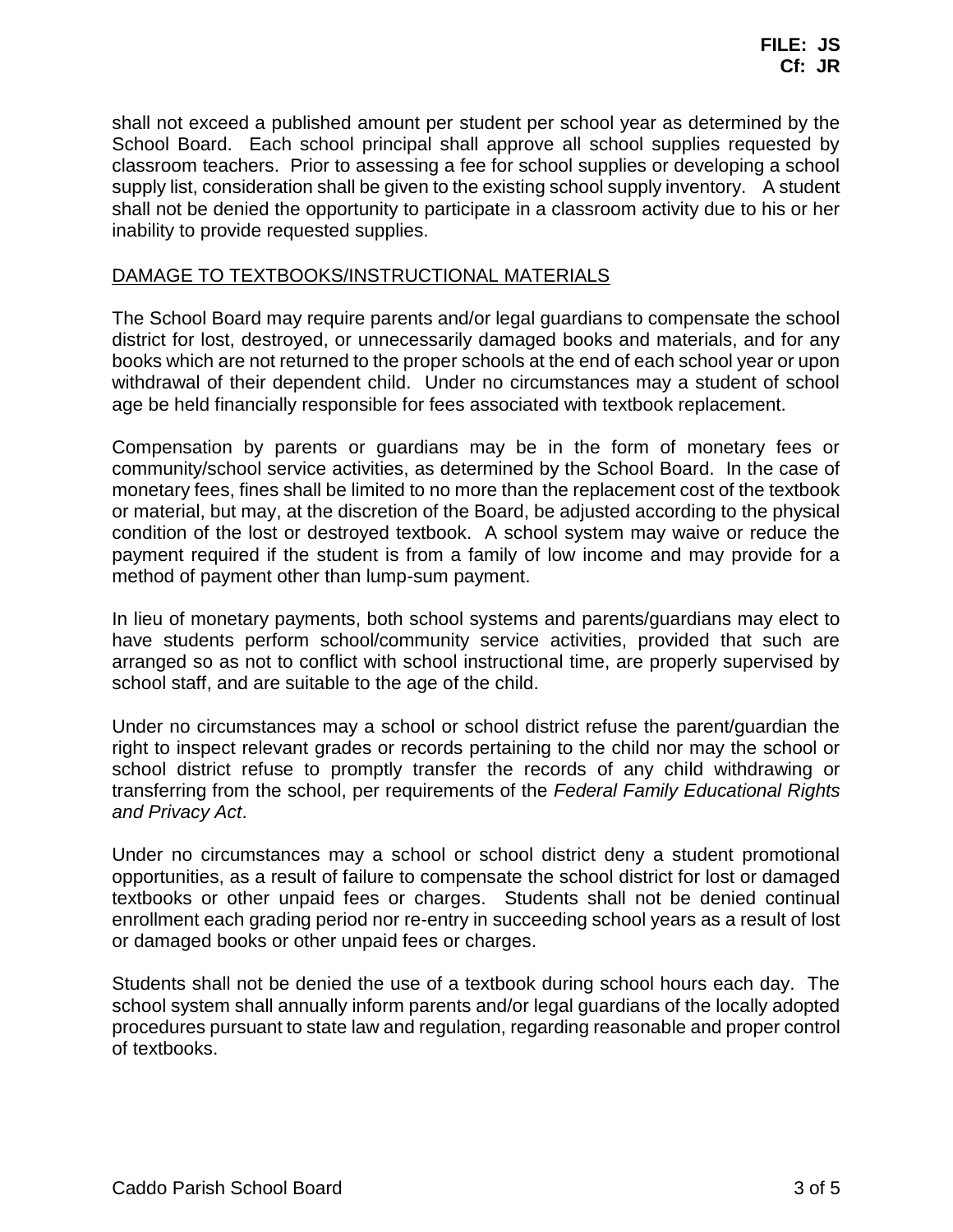shall not exceed a published amount per student per school year as determined by the School Board. Each school principal shall approve all school supplies requested by classroom teachers. Prior to assessing a fee for school supplies or developing a school supply list, consideration shall be given to the existing school supply inventory. A student shall not be denied the opportunity to participate in a classroom activity due to his or her inability to provide requested supplies.

## DAMAGE TO TEXTBOOKS/INSTRUCTIONAL MATERIALS

The School Board may require parents and/or legal guardians to compensate the school district for lost, destroyed, or unnecessarily damaged books and materials, and for any books which are not returned to the proper schools at the end of each school year or upon withdrawal of their dependent child. Under no circumstances may a student of school age be held financially responsible for fees associated with textbook replacement.

Compensation by parents or guardians may be in the form of monetary fees or community/school service activities, as determined by the School Board. In the case of monetary fees, fines shall be limited to no more than the replacement cost of the textbook or material, but may, at the discretion of the Board, be adjusted according to the physical condition of the lost or destroyed textbook. A school system may waive or reduce the payment required if the student is from a family of low income and may provide for a method of payment other than lump-sum payment.

In lieu of monetary payments, both school systems and parents/guardians may elect to have students perform school/community service activities, provided that such are arranged so as not to conflict with school instructional time, are properly supervised by school staff, and are suitable to the age of the child.

Under no circumstances may a school or school district refuse the parent/guardian the right to inspect relevant grades or records pertaining to the child nor may the school or school district refuse to promptly transfer the records of any child withdrawing or transferring from the school, per requirements of the *Federal Family Educational Rights and Privacy Act*.

Under no circumstances may a school or school district deny a student promotional opportunities, as a result of failure to compensate the school district for lost or damaged textbooks or other unpaid fees or charges. Students shall not be denied continual enrollment each grading period nor re-entry in succeeding school years as a result of lost or damaged books or other unpaid fees or charges.

Students shall not be denied the use of a textbook during school hours each day. The school system shall annually inform parents and/or legal guardians of the locally adopted procedures pursuant to state law and regulation, regarding reasonable and proper control of textbooks.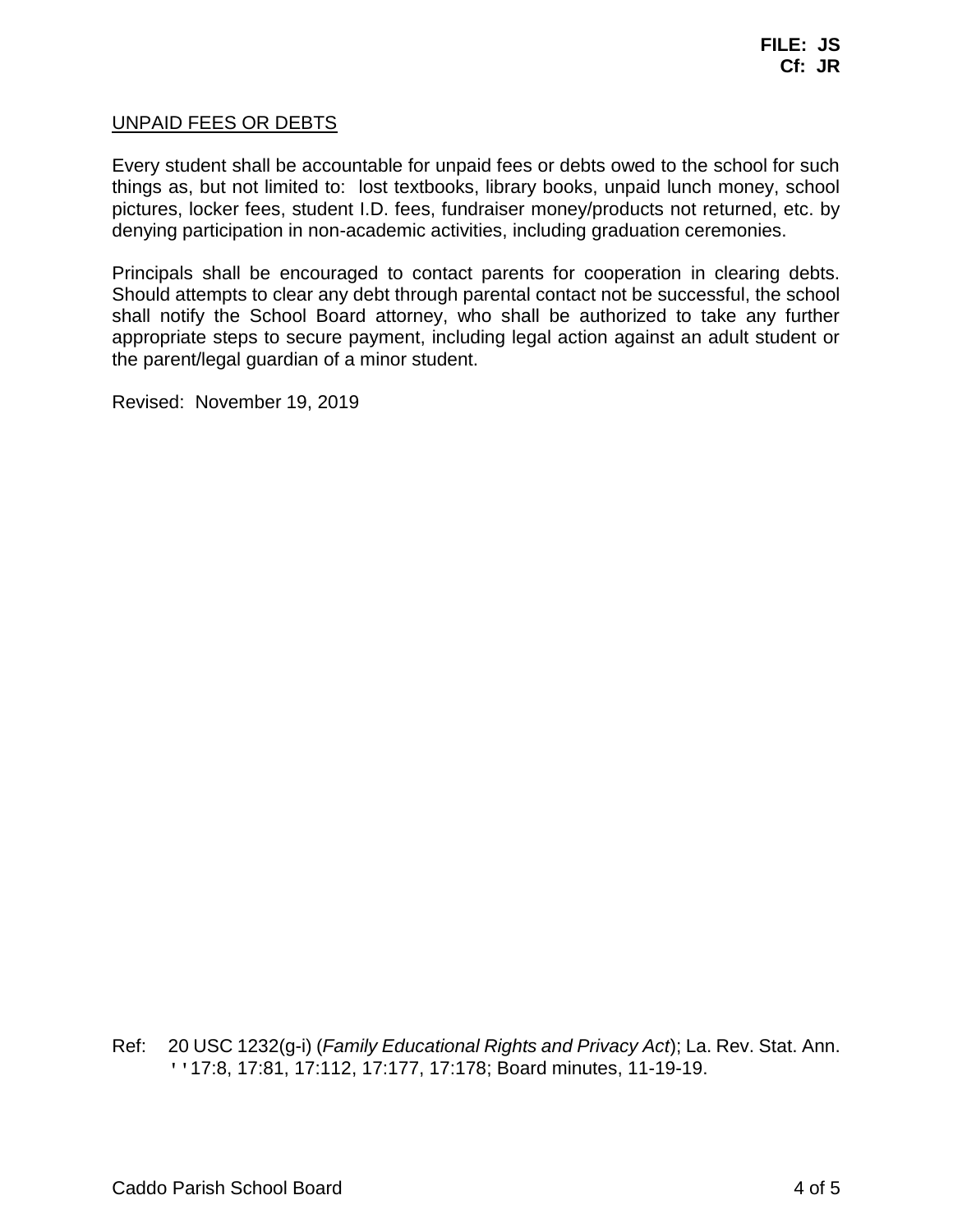**FILE: JS**
**Cf: JR**

UNPAID FEES OR DEBTS

Every student shall be accountable for unpaid fees or debts owed to the school for such things as, but not limited to: lost textbooks, library books, unpaid lunch money, school pictures, locker fees, student I.D. fees, fundraiser money/products not returned, etc. by denying participation in non-academic activities, including graduation ceremonies.

Principals shall be encouraged to contact parents for cooperation in clearing debts. Should attempts to clear any debt through parental contact not be successful, the school shall notify the School Board attorney, who shall be authorized to take any further appropriate steps to secure payment, including legal action against an adult student or the parent/legal guardian of a minor student.

Revised: November 19, 2019

Ref: 20 USC 1232(g-i) (*Family Educational Rights and Privacy Act*); La. Rev. Stat. Ann. ''17:8, 17:81, 17:112, 17:177, 17:178; Board minutes, 11-19-19.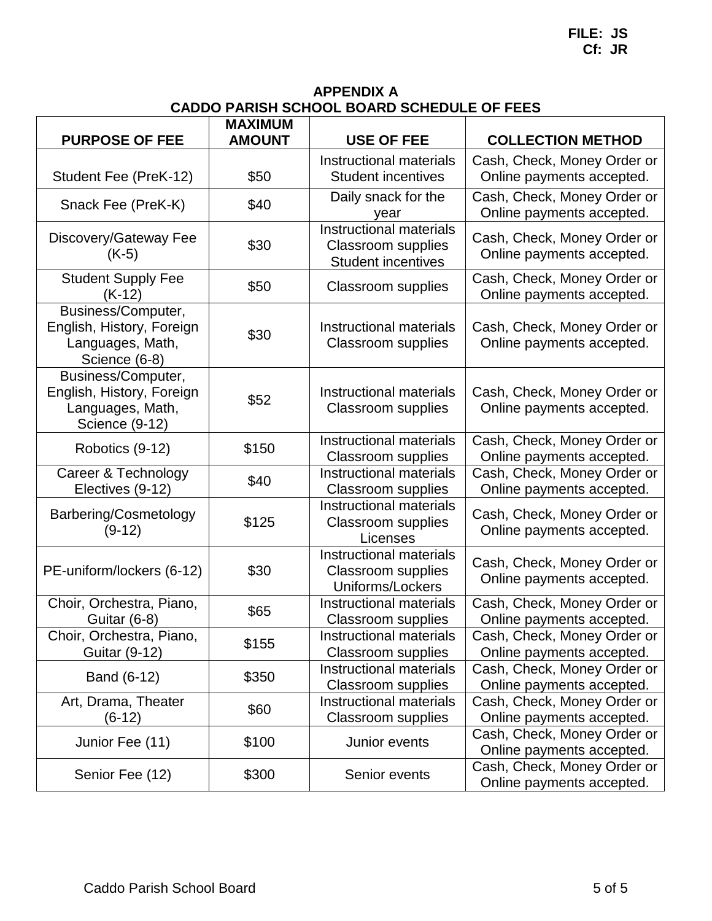**FILE: JS**
**Cf: JR**

## APPENDIX A
## CADDO PARISH SCHOOL BOARD SCHEDULE OF FEES

| PURPOSE OF FEE | MAXIMUM AMOUNT | USE OF FEE | COLLECTION METHOD |
|---|---|---|---|
| Student Fee (PreK-12) | $50 | Instructional materials<br>Student incentives | Cash, Check, Money Order or Online payments accepted. |
| Snack Fee (PreK-K) | $40 | Daily snack for the year | Cash, Check, Money Order or Online payments accepted. |
| Discovery/Gateway Fee (K-5) | $30 | Instructional materials<br>Classroom supplies<br>Student incentives | Cash, Check, Money Order or Online payments accepted. |
| Student Supply Fee (K-12) | $50 | Classroom supplies | Cash, Check, Money Order or Online payments accepted. |
| Business/Computer, English, History, Foreign Languages, Math, Science (6-8) | $30 | Instructional materials<br>Classroom supplies | Cash, Check, Money Order or Online payments accepted. |
| Business/Computer, English, History, Foreign Languages, Math, Science (9-12) | $52 | Instructional materials<br>Classroom supplies | Cash, Check, Money Order or Online payments accepted. |
| Robotics (9-12) | $150 | Instructional materials<br>Classroom supplies | Cash, Check, Money Order or Online payments accepted. |
| Career & Technology Electives (9-12) | $40 | Instructional materials<br>Classroom supplies | Cash, Check, Money Order or Online payments accepted. |
| Barbering/Cosmetology (9-12) | $125 | Instructional materials<br>Classroom supplies<br>Licenses | Cash, Check, Money Order or Online payments accepted. |
| PE-uniform/lockers (6-12) | $30 | Instructional materials<br>Classroom supplies<br>Uniforms/Lockers | Cash, Check, Money Order or Online payments accepted. |
| Choir, Orchestra, Piano, Guitar (6-8) | $65 | Instructional materials<br>Classroom supplies | Cash, Check, Money Order or Online payments accepted. |
| Choir, Orchestra, Piano, Guitar (9-12) | $155 | Instructional materials<br>Classroom supplies | Cash, Check, Money Order or Online payments accepted. |
| Band (6-12) | $350 | Instructional materials<br>Classroom supplies | Cash, Check, Money Order or Online payments accepted. |
| Art, Drama, Theater (6-12) | $60 | Instructional materials<br>Classroom supplies | Cash, Check, Money Order or Online payments accepted. |
| Junior Fee (11) | $100 | Junior events | Cash, Check, Money Order or Online payments accepted. |
| Senior Fee (12) | $300 | Senior events | Cash, Check, Money Order or Online payments accepted. |